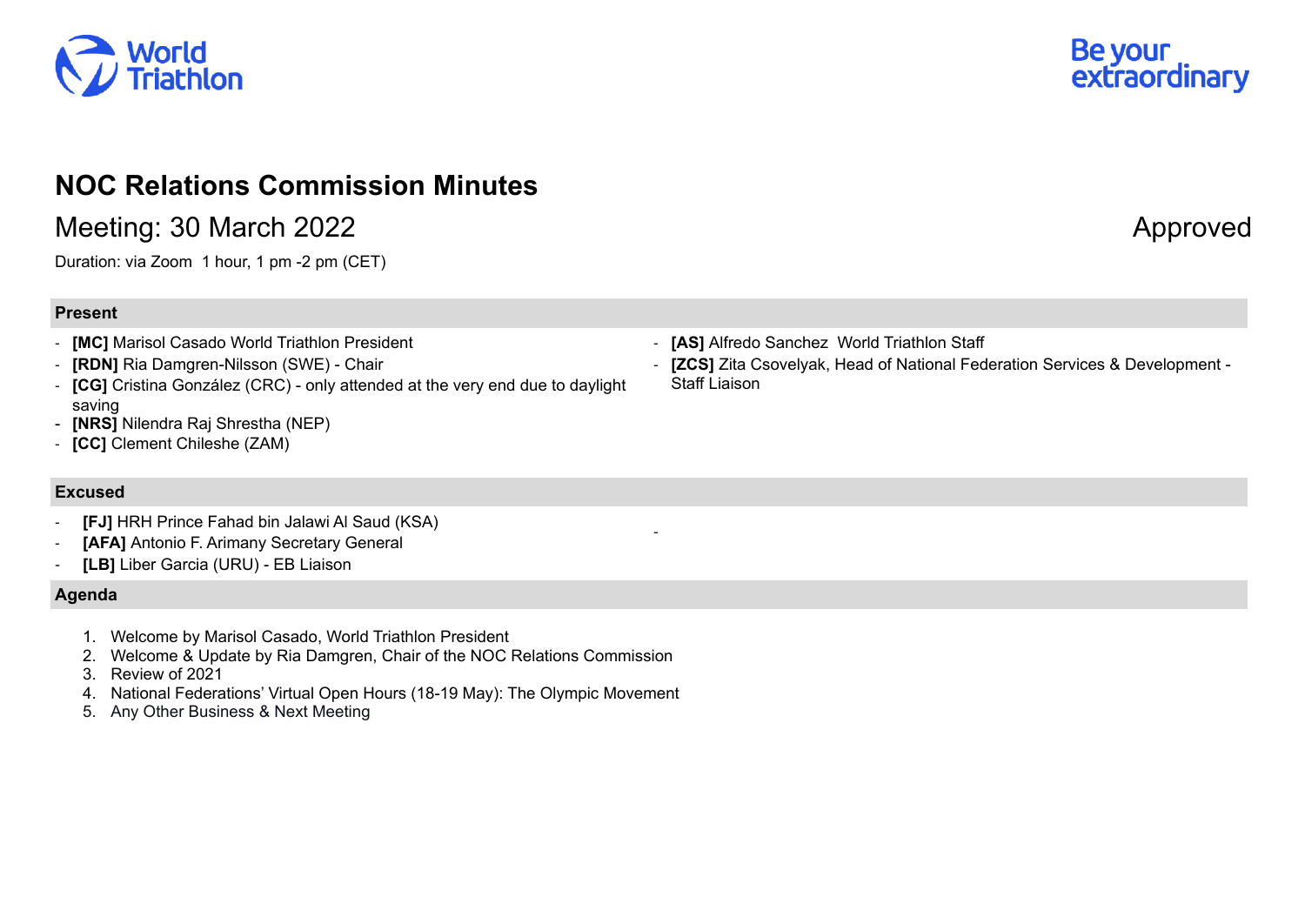# NOC Relations Commission Minutes

## Meeting: 30 March 2022

Approved

Duration: via Zoom 1 hour, 1 pm -2 pm (CET)

### Present

- **[MC]** Marisol Casado World Triathlon President
- **[RDN]** Ria Damgren-Nilsson (SWE) - Chair
- **[CG]** Cristina González (CRC) - only attended at the very end due to daylight saving
- **[NRS]** Nilendra Raj Shrestha (NEP)
- **[CC]** Clement Chileshe (ZAM)
- **[AS]** Alfredo Sanchez World Triathlon Staff
- **[ZCS]** Zita Csovelyak, Head of National Federation Services & Development - Staff Liaison

### Excused

- **[FJ]** HRH Prince Fahad bin Jalawi Al Saud (KSA)
- **[AFA]** Antonio F. Arimany Secretary General
- **[LB]** Liber Garcia (URU) - EB Liaison

### Agenda

1. Welcome by Marisol Casado, World Triathlon President
2. Welcome & Update by Ria Damgren, Chair of the NOC Relations Commission
3. Review of 2021
4. National Federations' Virtual Open Hours (18-19 May): The Olympic Movement
5. Any Other Business & Next Meeting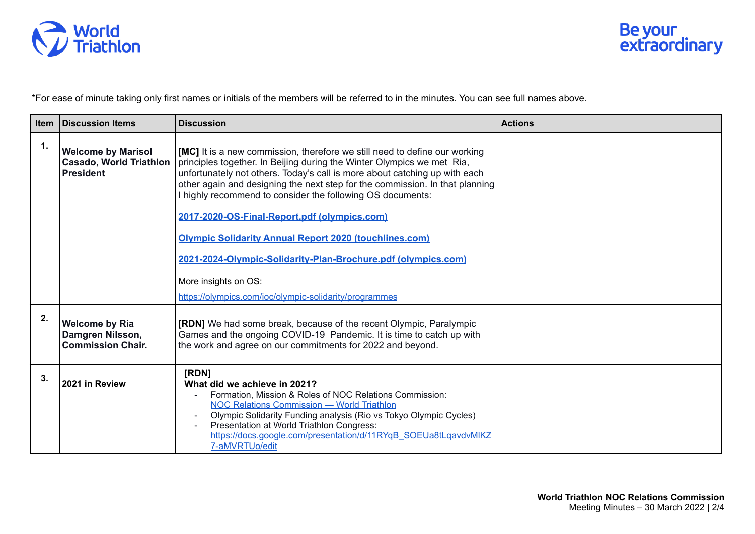*For ease of minute taking only first names or initials of the members will be referred to in the minutes. You can see full names above.

| Item | Discussion Items | Discussion | Actions |
|---|---|---|---|
| 1. | **Welcome by Marisol Casado, World Triathlon President** | **[MC]** It is a new commission, therefore we still need to define our working principles together. In Beijing during the Winter Olympics we met Ria, unfortunately not others. Today's call is more about catching up with each other again and designing the next step for the commission. In that planning I highly recommend to consider the following OS documents:<br><br>**2017-2020-OS-Final-Report.pdf (olympics.com)**<br><br>**Olympic Solidarity Annual Report 2020 (touchlines.com)**<br><br>**2021-2024-Olympic-Solidarity-Plan-Brochure.pdf (olympics.com)**<br><br>More insights on OS:<br>https://olympics.com/ioc/olympic-solidarity/programmes | |
| 2. | **Welcome by Ria Damgren Nilsson, Commission Chair.** | **[RDN]** We had some break, because of the recent Olympic, Paralympic Games and the ongoing COVID-19 Pandemic. It is time to catch up with the work and agree on our commitments for 2022 and beyond. | |
| 3. | **2021 in Review** | **[RDN]**<br>**What did we achieve in 2021?**<br>- Formation, Mission & Roles of NOC Relations Commission: NOC Relations Commission — World Triathlon<br>- Olympic Solidarity Funding analysis (Rio vs Tokyo Olympic Cycles)<br>- Presentation at World Triathlon Congress: https://docs.google.com/presentation/d/11RYqB_SOEUa8tLqavdvMlKZ7-aMVRTUo/edit | |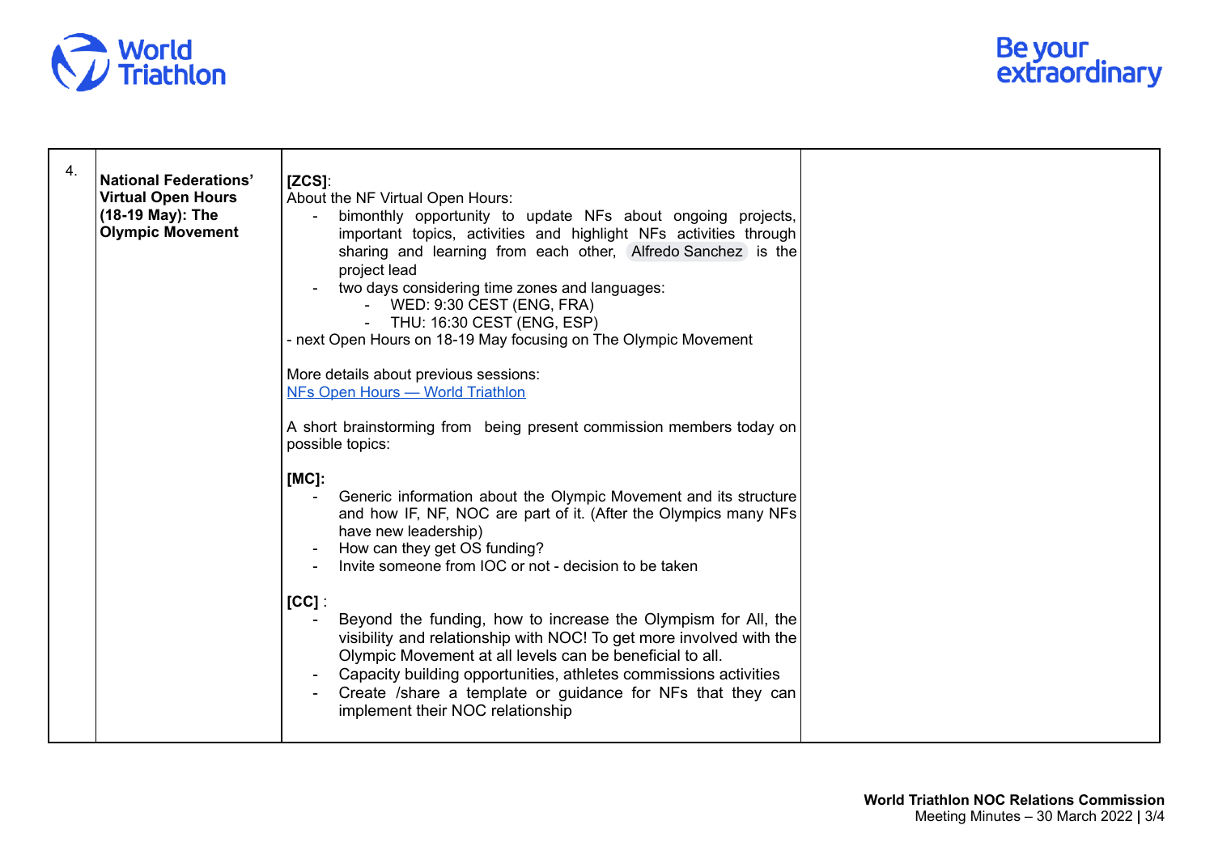| 4. | **National Federations' Virtual Open Hours (18-19 May): The Olympic Movement** | **[ZCS]**:<br>About the NF Virtual Open Hours:<br>- bimonthly opportunity to update NFs about ongoing projects, important topics, activities and highlight NFs activities through sharing and learning from each other, Alfredo Sanchez is the project lead<br>- two days considering time zones and languages:<br>&nbsp;&nbsp;&nbsp;&nbsp;- WED: 9:30 CEST (ENG, FRA)<br>&nbsp;&nbsp;&nbsp;&nbsp;- THU: 16:30 CEST (ENG, ESP)<br>- next Open Hours on 18-19 May focusing on The Olympic Movement<br><br>More details about previous sessions:<br>[NFs Open Hours — World Triathlon](NFs Open Hours — World Triathlon)<br><br>A short brainstorming from being present commission members today on possible topics:<br><br>**[MC]:**<br>- Generic information about the Olympic Movement and its structure and how IF, NF, NOC are part of it. (After the Olympics many NFs have new leadership)<br>- How can they get OS funding?<br>- Invite someone from IOC or not - decision to be taken<br><br>**[CC]** :<br>- Beyond the funding, how to increase the Olympism for All, the visibility and relationship with NOC! To get more involved with the Olympic Movement at all levels can be beneficial to all.<br>- Capacity building opportunities, athletes commissions activities<br>- Create /share a template or guidance for NFs that they can implement their NOC relationship | |
|---|---|---|---|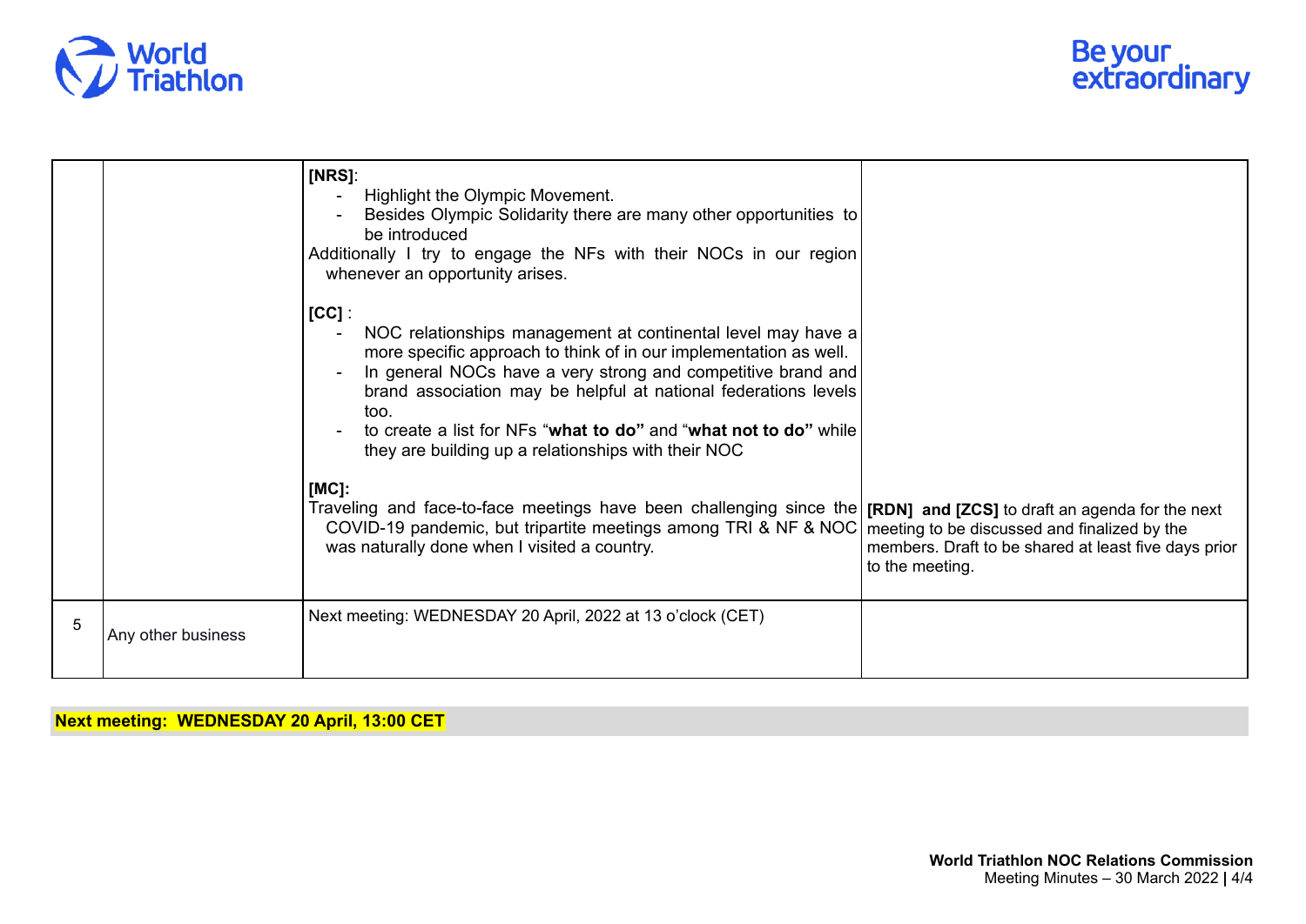| | | | |
|---|---|---|---|
| | | **[NRS]**:<br>- Highlight the Olympic Movement.<br>- Besides Olympic Solidarity there are many other opportunities to be introduced<br>Additionally I try to engage the NFs with their NOCs in our region whenever an opportunity arises.<br><br>**[CC]** :<br>- NOC relationships management at continental level may have a more specific approach to think of in our implementation as well.<br>- In general NOCs have a very strong and competitive brand and brand association may be helpful at national federations levels too.<br>- to create a list for NFs "**what to do"** and "**what not to do"** while they are building up a relationships with their NOC<br><br>**[MC]:**<br>Traveling and face-to-face meetings have been challenging since the COVID-19 pandemic, but tripartite meetings among TRI & NF & NOC was naturally done when I visited a country. | **[RDN] and [ZCS]** to draft an agenda for the next meeting to be discussed and finalized by the members. Draft to be shared at least five days prior to the meeting. |
| 5 | Any other business | Next meeting: WEDNESDAY 20 April, 2022 at 13 o'clock (CET) | |

**Next meeting: WEDNESDAY 20 April, 13:00 CET**